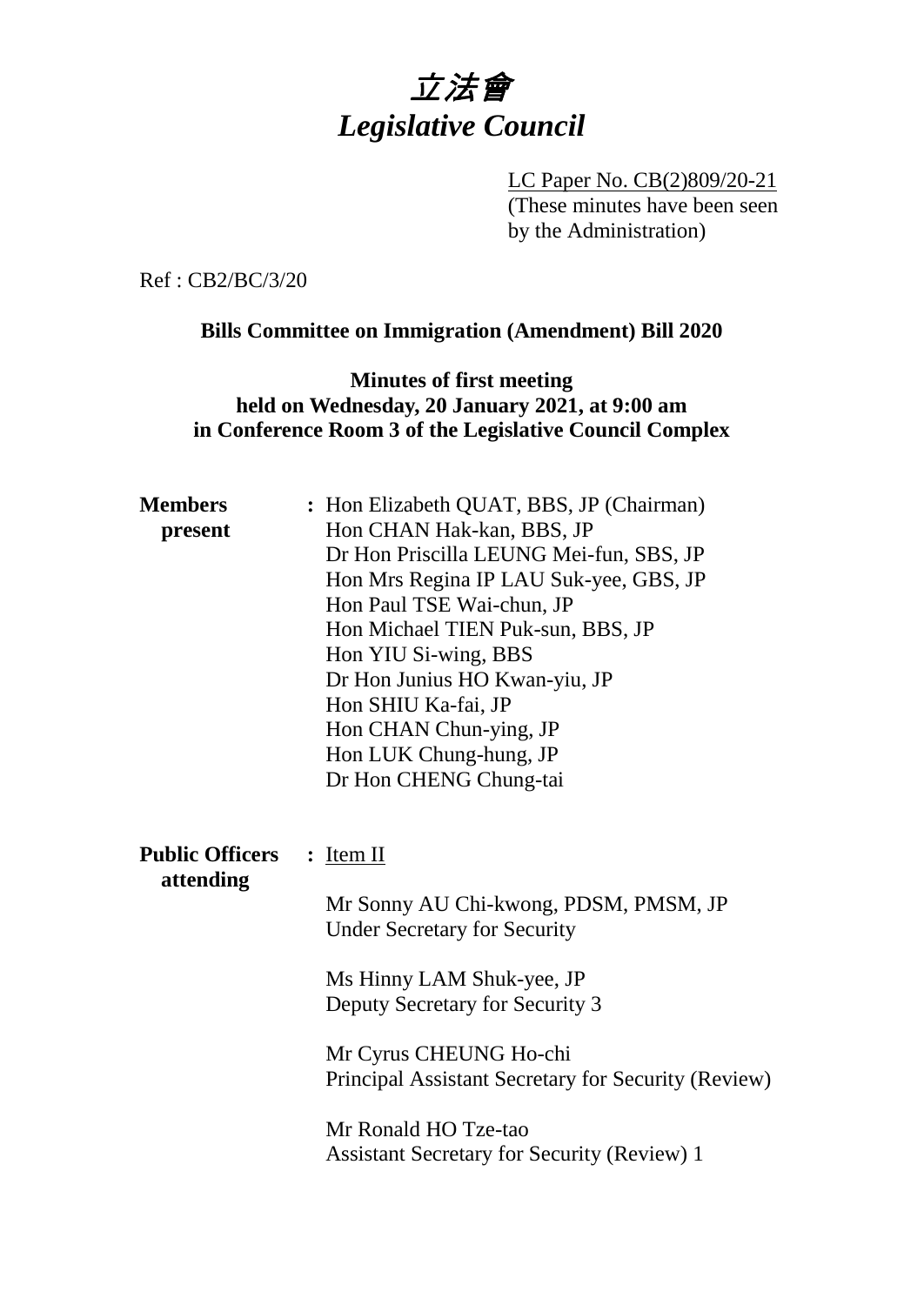# *立法會*
# *Legislative Council*

LC Paper No. CB(2)809/20-21
(These minutes have been seen by the Administration)

Ref : CB2/BC/3/20

**Bills Committee on Immigration (Amendment) Bill 2020**

**Minutes of first meeting held on Wednesday, 20 January 2021, at 9:00 am in Conference Room 3 of the Legislative Council Complex**

**Members present** : Hon Elizabeth QUAT, BBS, JP (Chairman)
Hon CHAN Hak-kan, BBS, JP
Dr Hon Priscilla LEUNG Mei-fun, SBS, JP
Hon Mrs Regina IP LAU Suk-yee, GBS, JP
Hon Paul TSE Wai-chun, JP
Hon Michael TIEN Puk-sun, BBS, JP
Hon YIU Si-wing, BBS
Dr Hon Junius HO Kwan-yiu, JP
Hon SHIU Ka-fai, JP
Hon CHAN Chun-ying, JP
Hon LUK Chung-hung, JP
Dr Hon CHENG Chung-tai

**Public Officers attending** : Item II

Mr Sonny AU Chi-kwong, PDSM, PMSM, JP
Under Secretary for Security

Ms Hinny LAM Shuk-yee, JP
Deputy Secretary for Security 3

Mr Cyrus CHEUNG Ho-chi
Principal Assistant Secretary for Security (Review)

Mr Ronald HO Tze-tao
Assistant Secretary for Security (Review) 1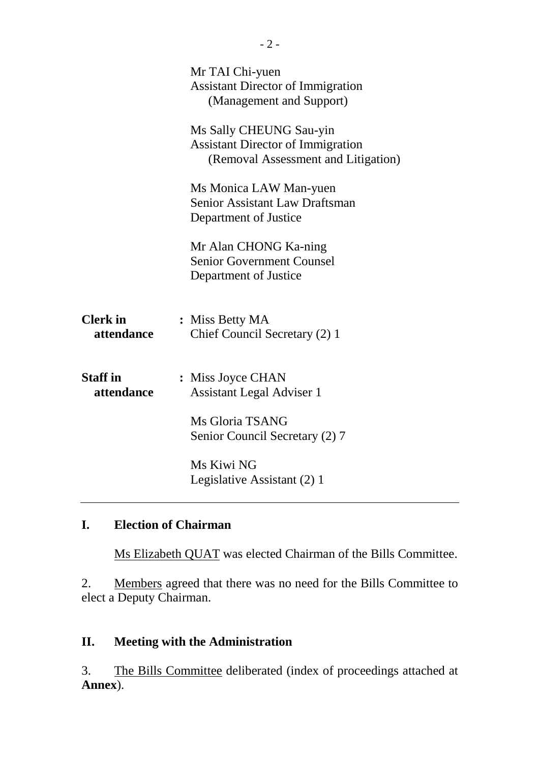Mr TAI Chi-yuen
Assistant Director of Immigration
(Management and Support)

Ms Sally CHEUNG Sau-yin
Assistant Director of Immigration
(Removal Assessment and Litigation)

Ms Monica LAW Man-yuen
Senior Assistant Law Draftsman
Department of Justice

Mr Alan CHONG Ka-ning
Senior Government Counsel
Department of Justice

**Clerk in attendance** : Miss Betty MA
Chief Council Secretary (2) 1

**Staff in attendance** : Miss Joyce CHAN
Assistant Legal Adviser 1

Ms Gloria TSANG
Senior Council Secretary (2) 7

Ms Kiwi NG
Legislative Assistant (2) 1

---

## I. Election of Chairman

Ms Elizabeth QUAT was elected Chairman of the Bills Committee.

2. Members agreed that there was no need for the Bills Committee to elect a Deputy Chairman.

## II. Meeting with the Administration

3. The Bills Committee deliberated (index of proceedings attached at **Annex**).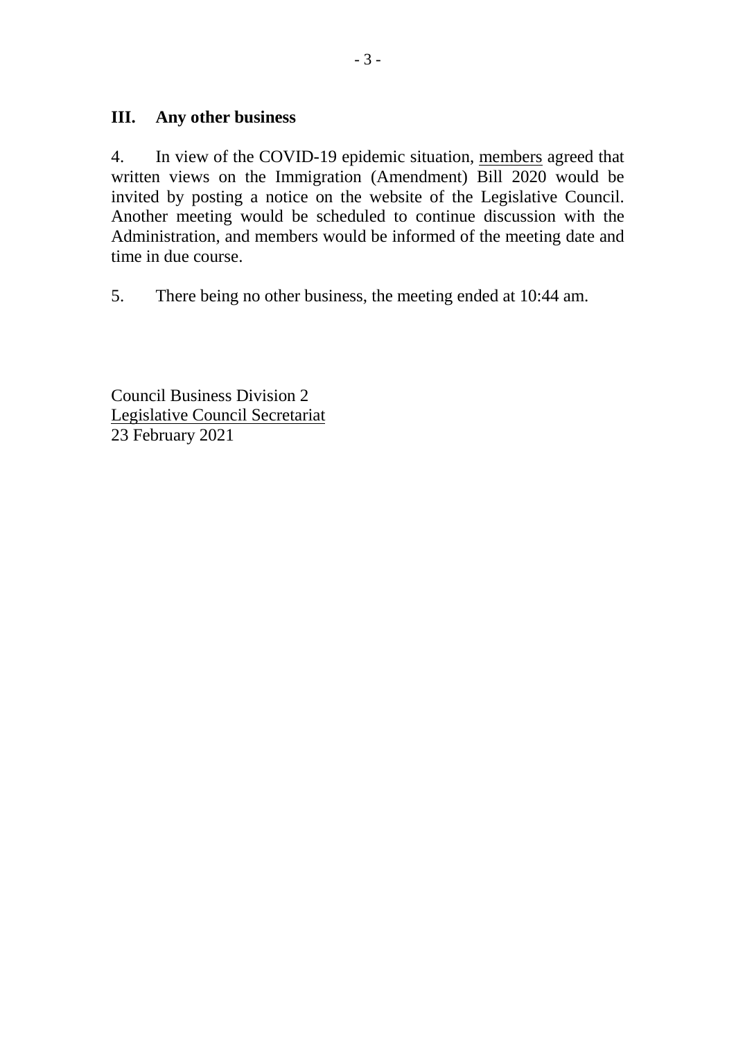### III. Any other business

4. In view of the COVID-19 epidemic situation, <u>members</u> agreed that written views on the Immigration (Amendment) Bill 2020 would be invited by posting a notice on the website of the Legislative Council. Another meeting would be scheduled to continue discussion with the Administration, and members would be informed of the meeting date and time in due course.

5. There being no other business, the meeting ended at 10:44 am.

Council Business Division 2
<u>Legislative Council Secretariat</u>
23 February 2021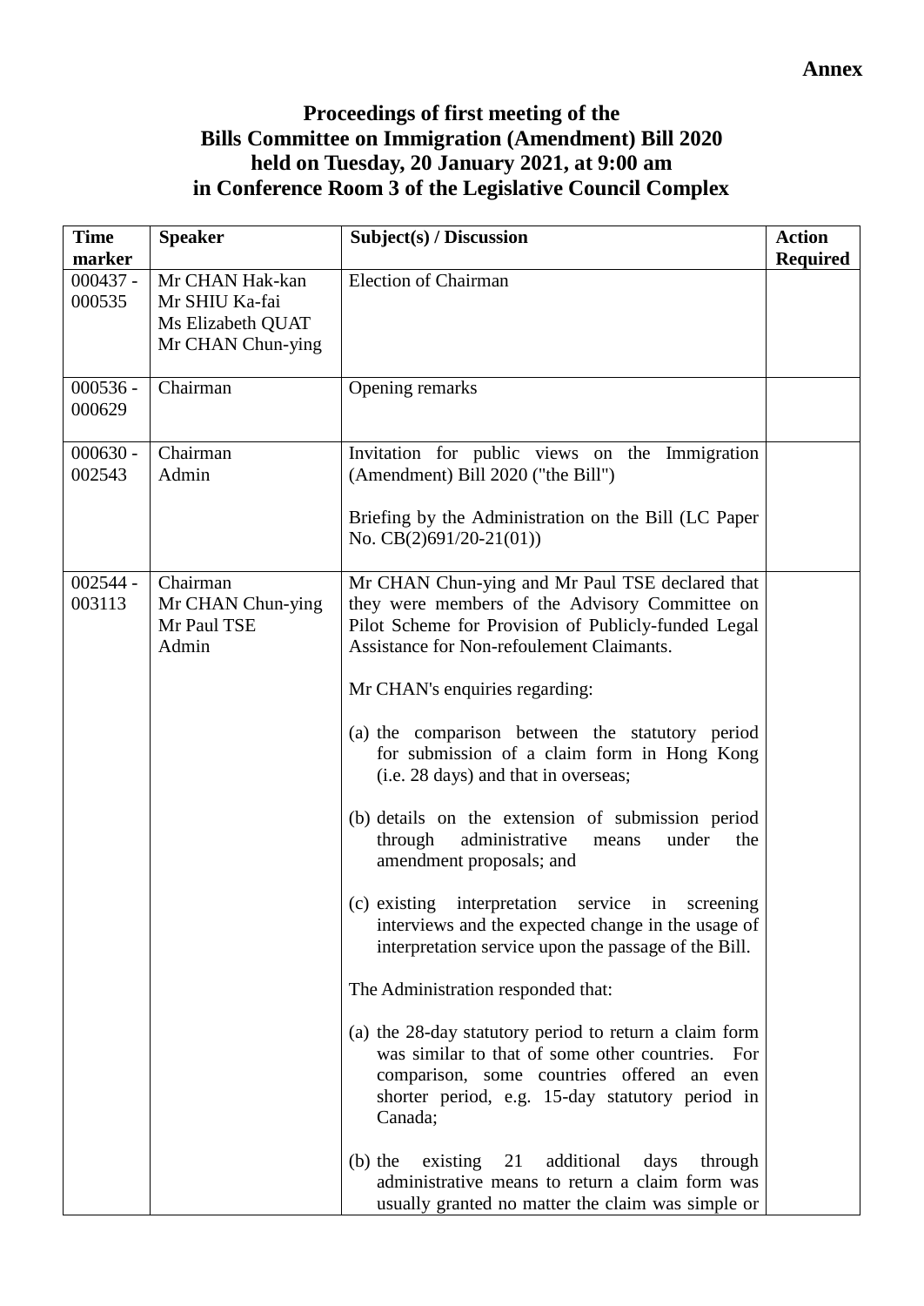**Annex**

**Proceedings of first meeting of the**
**Bills Committee on Immigration (Amendment) Bill 2020**
**held on Tuesday, 20 January 2021, at 9:00 am**
**in Conference Room 3 of the Legislative Council Complex**

| Time marker | Speaker | Subject(s) / Discussion | Action Required |
|---|---|---|---|
| 000437 - 000535 | Mr CHAN Hak-kan<br>Mr SHIU Ka-fai<br>Ms Elizabeth QUAT<br>Mr CHAN Chun-ying | Election of Chairman | |
| 000536 - 000629 | Chairman | Opening remarks | |
| 000630 - 002543 | Chairman<br>Admin | Invitation for public views on the Immigration (Amendment) Bill 2020 ("the Bill")<br><br>Briefing by the Administration on the Bill (LC Paper No. CB(2)691/20-21(01)) | |
| 002544 - 003113 | Chairman<br>Mr CHAN Chun-ying<br>Mr Paul TSE<br>Admin | Mr CHAN Chun-ying and Mr Paul TSE declared that they were members of the Advisory Committee on Pilot Scheme for Provision of Publicly-funded Legal Assistance for Non-refoulement Claimants.<br><br>Mr CHAN's enquiries regarding:<br><br>(a) the comparison between the statutory period for submission of a claim form in Hong Kong (i.e. 28 days) and that in overseas;<br><br>(b) details on the extension of submission period through administrative means under the amendment proposals; and<br><br>(c) existing interpretation service in screening interviews and the expected change in the usage of interpretation service upon the passage of the Bill.<br><br>The Administration responded that:<br><br>(a) the 28-day statutory period to return a claim form was similar to that of some other countries. For comparison, some countries offered an even shorter period, e.g. 15-day statutory period in Canada;<br><br>(b) the existing 21 additional days through administrative means to return a claim form was usually granted no matter the claim was simple or | |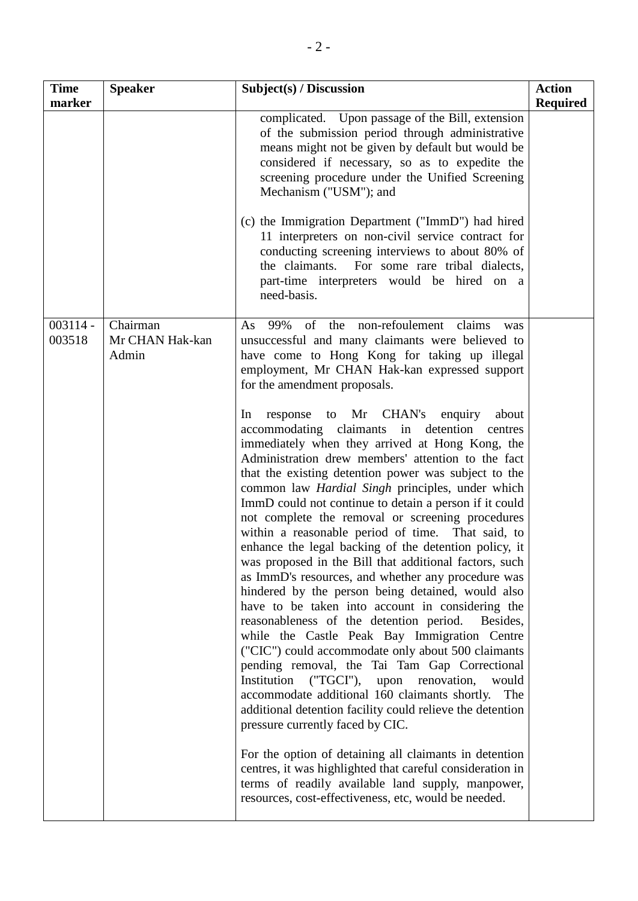| Time marker | Speaker | Subject(s) / Discussion | Action Required |
|---|---|---|---|
| | | complicated. Upon passage of the Bill, extension of the submission period through administrative means might not be given by default but would be considered if necessary, so as to expedite the screening procedure under the Unified Screening Mechanism ("USM"); and<br><br>(c) the Immigration Department ("ImmD") had hired 11 interpreters on non-civil service contract for conducting screening interviews to about 80% of the claimants. For some rare tribal dialects, part-time interpreters would be hired on a need-basis. | |
| 003114 - 003518 | Chairman<br>Mr CHAN Hak-kan<br>Admin | As 99% of the non-refoulement claims was unsuccessful and many claimants were believed to have come to Hong Kong for taking up illegal employment, Mr CHAN Hak-kan expressed support for the amendment proposals.<br><br>In response to Mr CHAN's enquiry about accommodating claimants in detention centres immediately when they arrived at Hong Kong, the Administration drew members' attention to the fact that the existing detention power was subject to the common law *Hardial Singh* principles, under which ImmD could not continue to detain a person if it could not complete the removal or screening procedures within a reasonable period of time. That said, to enhance the legal backing of the detention policy, it was proposed in the Bill that additional factors, such as ImmD's resources, and whether any procedure was hindered by the person being detained, would also have to be taken into account in considering the reasonableness of the detention period. Besides, while the Castle Peak Bay Immigration Centre ("CIC") could accommodate only about 500 claimants pending removal, the Tai Tam Gap Correctional Institution ("TGCI"), upon renovation, would accommodate additional 160 claimants shortly. The additional detention facility could relieve the detention pressure currently faced by CIC.<br><br>For the option of detaining all claimants in detention centres, it was highlighted that careful consideration in terms of readily available land supply, manpower, resources, cost-effectiveness, etc, would be needed. | |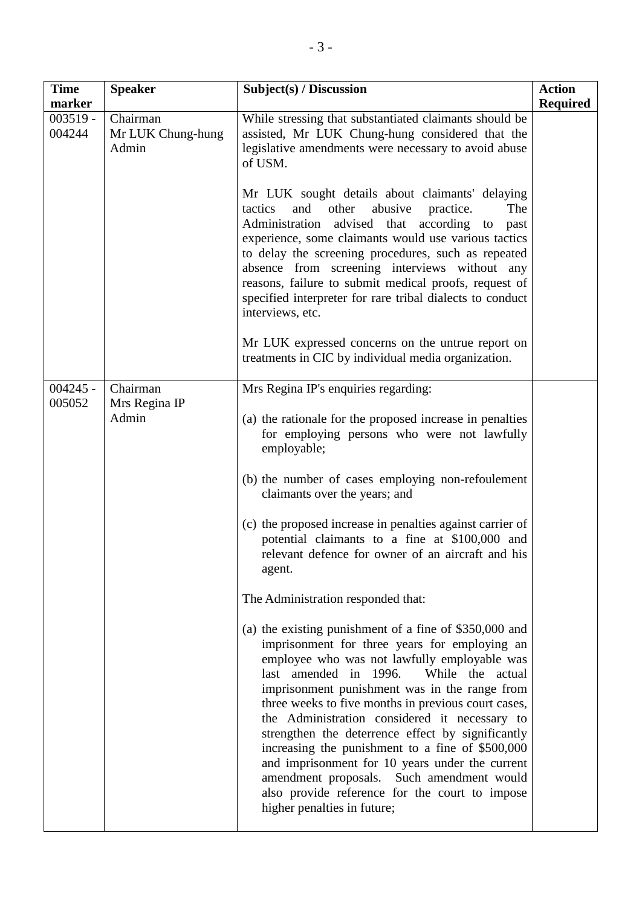| Time marker | Speaker | Subject(s) / Discussion | Action Required |
|---|---|---|---|
| 003519 - 004244 | Chairman<br>Mr LUK Chung-hung<br>Admin | While stressing that substantiated claimants should be assisted, Mr LUK Chung-hung considered that the legislative amendments were necessary to avoid abuse of USM.<br><br>Mr LUK sought details about claimants' delaying tactics and other abusive practice. The Administration advised that according to past experience, some claimants would use various tactics to delay the screening procedures, such as repeated absence from screening interviews without any reasons, failure to submit medical proofs, request of specified interpreter for rare tribal dialects to conduct interviews, etc.<br><br>Mr LUK expressed concerns on the untrue report on treatments in CIC by individual media organization. | |
| 004245 - 005052 | Chairman<br>Mrs Regina IP<br>Admin | Mrs Regina IP's enquiries regarding:<br><br>(a) the rationale for the proposed increase in penalties for employing persons who were not lawfully employable;<br><br>(b) the number of cases employing non-refoulement claimants over the years; and<br><br>(c) the proposed increase in penalties against carrier of potential claimants to a fine at $100,000 and relevant defence for owner of an aircraft and his agent.<br><br>The Administration responded that:<br><br>(a) the existing punishment of a fine of $350,000 and imprisonment for three years for employing an employee who was not lawfully employable was last amended in 1996. While the actual imprisonment punishment was in the range from three weeks to five months in previous court cases, the Administration considered it necessary to strengthen the deterrence effect by significantly increasing the punishment to a fine of $500,000 and imprisonment for 10 years under the current amendment proposals. Such amendment would also provide reference for the court to impose higher penalties in future; | |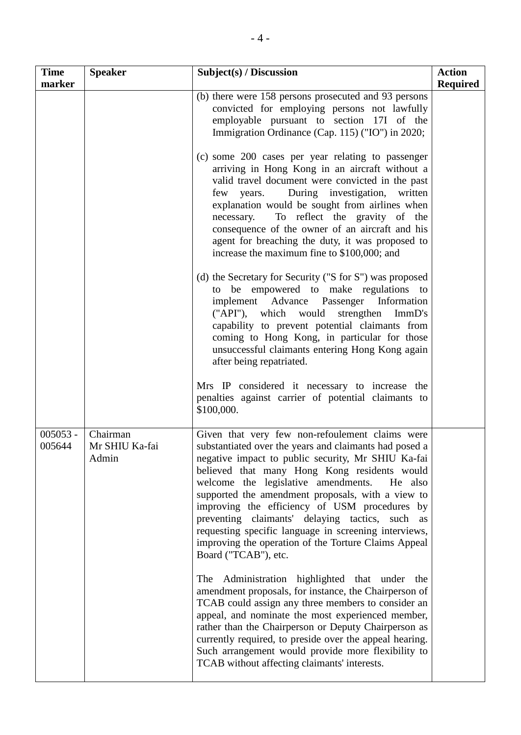| Time marker | Speaker | Subject(s) / Discussion | Action Required |
|---|---|---|---|
| | | (b) there were 158 persons prosecuted and 93 persons convicted for employing persons not lawfully employable pursuant to section 17I of the Immigration Ordinance (Cap. 115) ("IO") in 2020;<br><br>(c) some 200 cases per year relating to passenger arriving in Hong Kong in an aircraft without a valid travel document were convicted in the past few years. During investigation, written explanation would be sought from airlines when necessary. To reflect the gravity of the consequence of the owner of an aircraft and his agent for breaching the duty, it was proposed to increase the maximum fine to $100,000; and<br><br>(d) the Secretary for Security ("S for S") was proposed to be empowered to make regulations to implement Advance Passenger Information ("API"), which would strengthen ImmD's capability to prevent potential claimants from coming to Hong Kong, in particular for those unsuccessful claimants entering Hong Kong again after being repatriated.<br><br>Mrs IP considered it necessary to increase the penalties against carrier of potential claimants to $100,000. | |
| 005053 - 005644 | Chairman<br>Mr SHIU Ka-fai<br>Admin | Given that very few non-refoulement claims were substantiated over the years and claimants had posed a negative impact to public security, Mr SHIU Ka-fai believed that many Hong Kong residents would welcome the legislative amendments. He also supported the amendment proposals, with a view to improving the efficiency of USM procedures by preventing claimants' delaying tactics, such as requesting specific language in screening interviews, improving the operation of the Torture Claims Appeal Board ("TCAB"), etc.<br><br>The Administration highlighted that under the amendment proposals, for instance, the Chairperson of TCAB could assign any three members to consider an appeal, and nominate the most experienced member, rather than the Chairperson or Deputy Chairperson as currently required, to preside over the appeal hearing. Such arrangement would provide more flexibility to TCAB without affecting claimants' interests. | |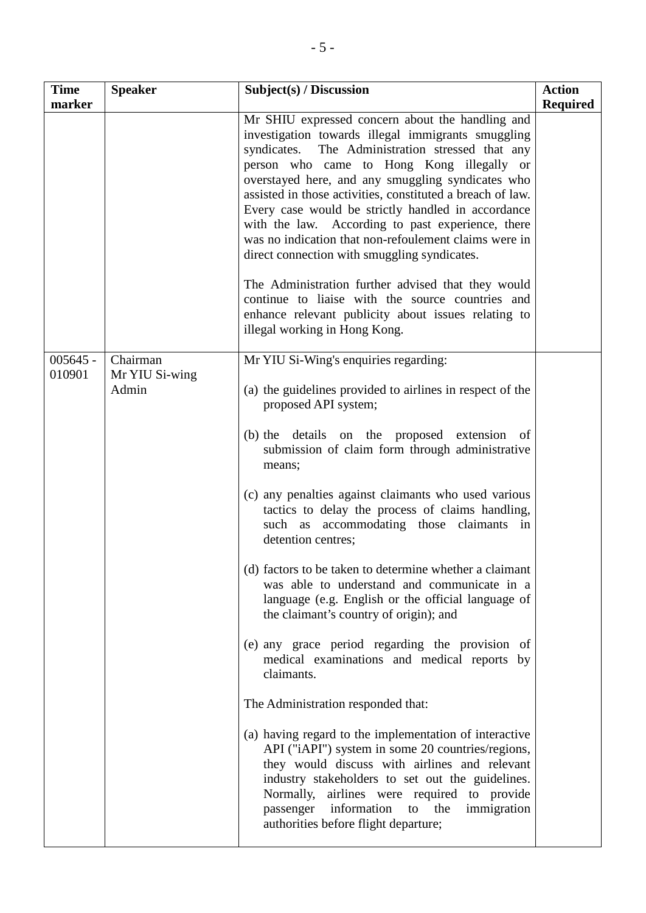| Time marker | Speaker | Subject(s) / Discussion | Action Required |
|---|---|---|---|
| | | Mr SHIU expressed concern about the handling and investigation towards illegal immigrants smuggling syndicates. The Administration stressed that any person who came to Hong Kong illegally or overstayed here, and any smuggling syndicates who assisted in those activities, constituted a breach of law. Every case would be strictly handled in accordance with the law. According to past experience, there was no indication that non-refoulement claims were in direct connection with smuggling syndicates.<br><br>The Administration further advised that they would continue to liaise with the source countries and enhance relevant publicity about issues relating to illegal working in Hong Kong. | |
| 005645 - 010901 | Chairman<br>Mr YIU Si-wing<br>Admin | Mr YIU Si-Wing's enquiries regarding:<br><br>(a) the guidelines provided to airlines in respect of the proposed API system;<br><br>(b) the details on the proposed extension of submission of claim form through administrative means;<br><br>(c) any penalties against claimants who used various tactics to delay the process of claims handling, such as accommodating those claimants in detention centres;<br><br>(d) factors to be taken to determine whether a claimant was able to understand and communicate in a language (e.g. English or the official language of the claimant's country of origin); and<br><br>(e) any grace period regarding the provision of medical examinations and medical reports by claimants.<br><br>The Administration responded that:<br><br>(a) having regard to the implementation of interactive API ("iAPI") system in some 20 countries/regions, they would discuss with airlines and relevant industry stakeholders to set out the guidelines. Normally, airlines were required to provide passenger information to the immigration authorities before flight departure; | |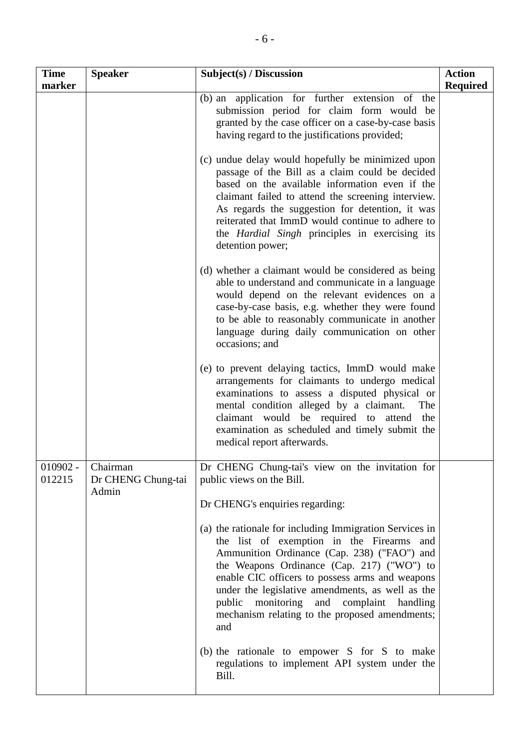| Time marker | Speaker | Subject(s) / Discussion | Action Required |
|---|---|---|---|
| | | (b) an application for further extension of the submission period for claim form would be granted by the case officer on a case-by-case basis having regard to the justifications provided;<br><br>(c) undue delay would hopefully be minimized upon passage of the Bill as a claim could be decided based on the available information even if the claimant failed to attend the screening interview. As regards the suggestion for detention, it was reiterated that ImmD would continue to adhere to the *Hardial Singh* principles in exercising its detention power;<br><br>(d) whether a claimant would be considered as being able to understand and communicate in a language would depend on the relevant evidences on a case-by-case basis, e.g. whether they were found to be able to reasonably communicate in another language during daily communication on other occasions; and<br><br>(e) to prevent delaying tactics, ImmD would make arrangements for claimants to undergo medical examinations to assess a disputed physical or mental condition alleged by a claimant. The claimant would be required to attend the examination as scheduled and timely submit the medical report afterwards. | |
| 010902 - 012215 | Chairman<br>Dr CHENG Chung-tai<br>Admin | Dr CHENG Chung-tai's view on the invitation for public views on the Bill.<br><br>Dr CHENG's enquiries regarding:<br><br>(a) the rationale for including Immigration Services in the list of exemption in the Firearms and Ammunition Ordinance (Cap. 238) ("FAO") and the Weapons Ordinance (Cap. 217) ("WO") to enable CIC officers to possess arms and weapons under the legislative amendments, as well as the public monitoring and complaint handling mechanism relating to the proposed amendments; and<br><br>(b) the rationale to empower S for S to make regulations to implement API system under the Bill. | |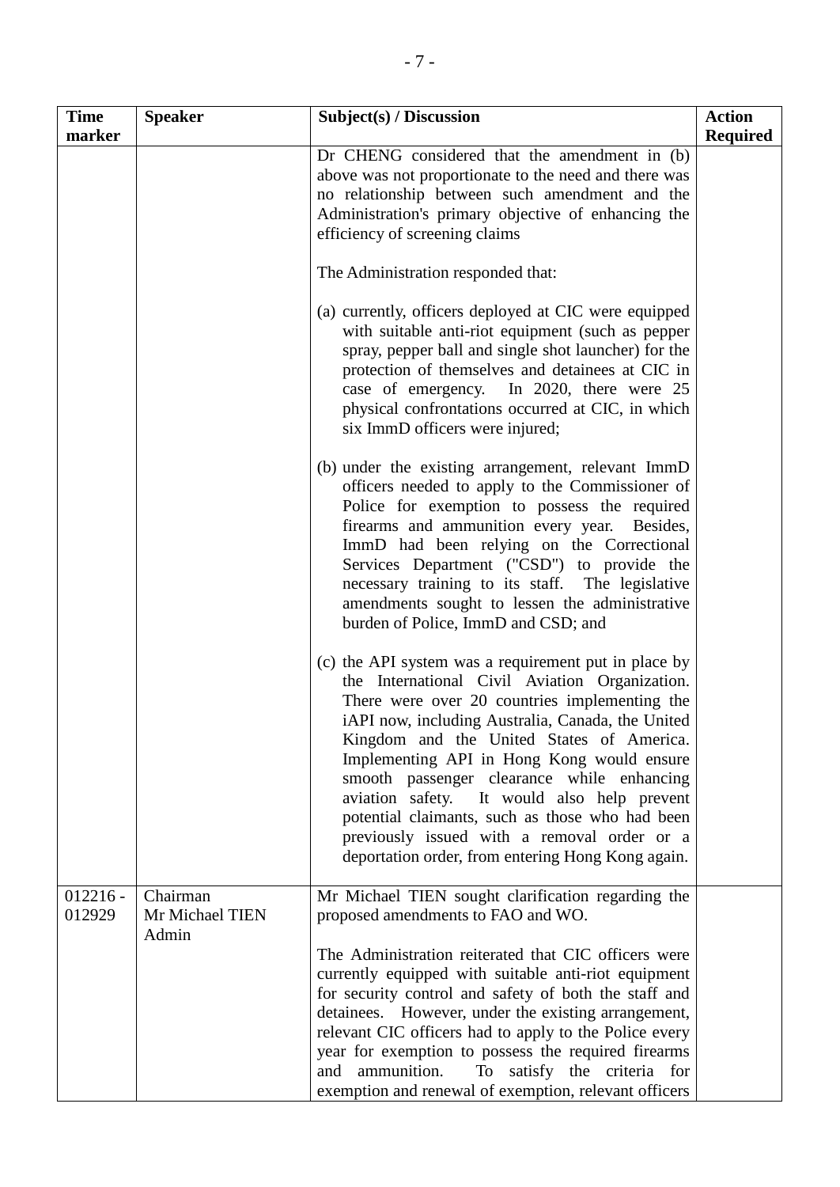| Time marker | Speaker | Subject(s) / Discussion | Action Required |
|---|---|---|---|
| | | Dr CHENG considered that the amendment in (b) above was not proportionate to the need and there was no relationship between such amendment and the Administration's primary objective of enhancing the efficiency of screening claims<br><br>The Administration responded that:<br><br>(a) currently, officers deployed at CIC were equipped with suitable anti-riot equipment (such as pepper spray, pepper ball and single shot launcher) for the protection of themselves and detainees at CIC in case of emergency. In 2020, there were 25 physical confrontations occurred at CIC, in which six ImmD officers were injured;<br><br>(b) under the existing arrangement, relevant ImmD officers needed to apply to the Commissioner of Police for exemption to possess the required firearms and ammunition every year. Besides, ImmD had been relying on the Correctional Services Department ("CSD") to provide the necessary training to its staff. The legislative amendments sought to lessen the administrative burden of Police, ImmD and CSD; and<br><br>(c) the API system was a requirement put in place by the International Civil Aviation Organization. There were over 20 countries implementing the iAPI now, including Australia, Canada, the United Kingdom and the United States of America. Implementing API in Hong Kong would ensure smooth passenger clearance while enhancing aviation safety. It would also help prevent potential claimants, such as those who had been previously issued with a removal order or a deportation order, from entering Hong Kong again. | |
| 012216 - 012929 | Chairman<br>Mr Michael TIEN<br>Admin | Mr Michael TIEN sought clarification regarding the proposed amendments to FAO and WO.<br><br>The Administration reiterated that CIC officers were currently equipped with suitable anti-riot equipment for security control and safety of both the staff and detainees. However, under the existing arrangement, relevant CIC officers had to apply to the Police every year for exemption to possess the required firearms and ammunition. To satisfy the criteria for exemption and renewal of exemption, relevant officers | |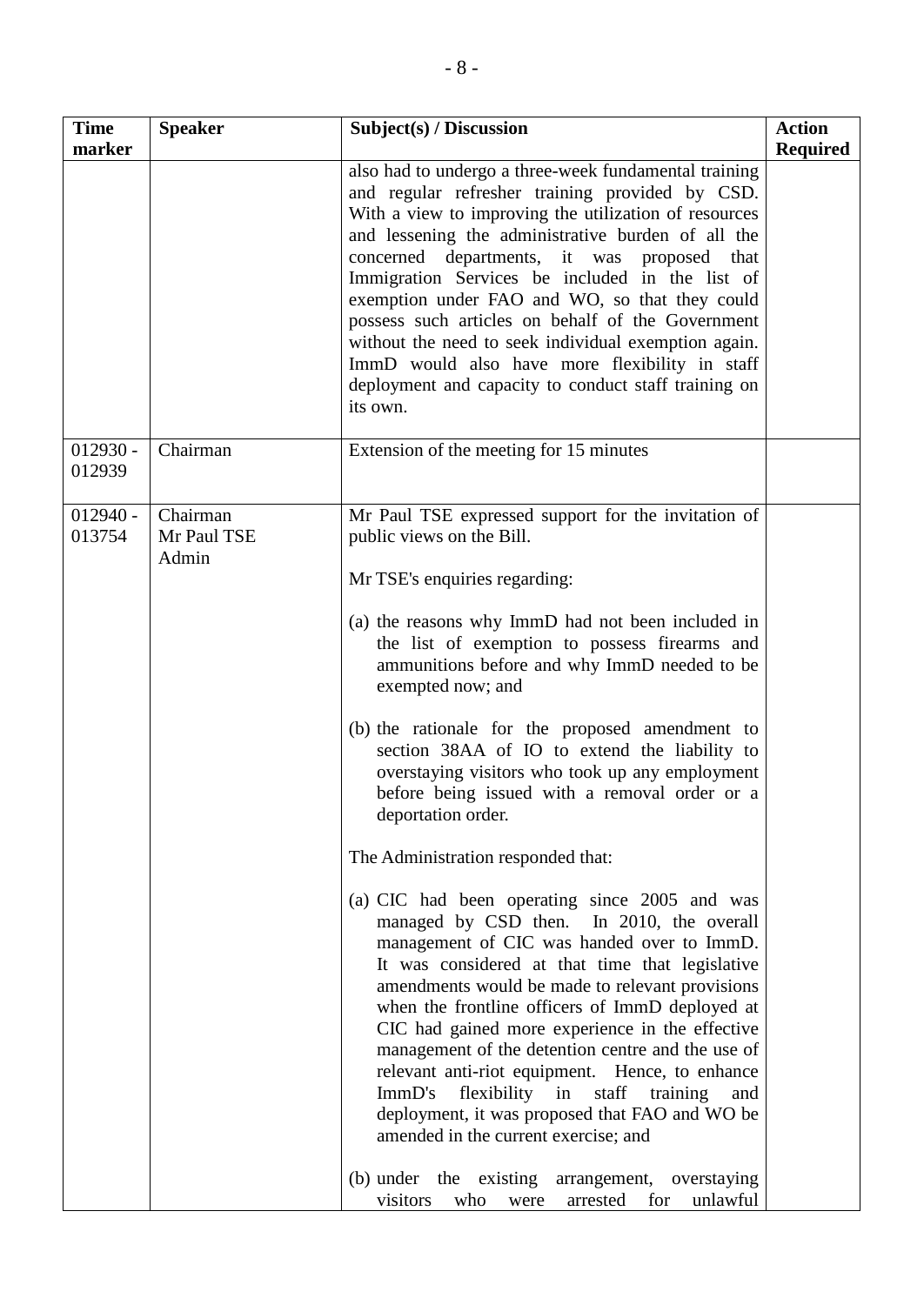| Time marker | Speaker | Subject(s) / Discussion | Action Required |
|---|---|---|---|
| | | also had to undergo a three-week fundamental training and regular refresher training provided by CSD. With a view to improving the utilization of resources and lessening the administrative burden of all the concerned departments, it was proposed that Immigration Services be included in the list of exemption under FAO and WO, so that they could possess such articles on behalf of the Government without the need to seek individual exemption again. ImmD would also have more flexibility in staff deployment and capacity to conduct staff training on its own. | |
| 012930 - 012939 | Chairman | Extension of the meeting for 15 minutes | |
| 012940 - 013754 | Chairman<br>Mr Paul TSE<br>Admin | Mr Paul TSE expressed support for the invitation of public views on the Bill.<br><br>Mr TSE's enquiries regarding:<br><br>(a) the reasons why ImmD had not been included in the list of exemption to possess firearms and ammunitions before and why ImmD needed to be exempted now; and<br><br>(b) the rationale for the proposed amendment to section 38AA of IO to extend the liability to overstaying visitors who took up any employment before being issued with a removal order or a deportation order.<br><br>The Administration responded that:<br><br>(a) CIC had been operating since 2005 and was managed by CSD then. In 2010, the overall management of CIC was handed over to ImmD. It was considered at that time that legislative amendments would be made to relevant provisions when the frontline officers of ImmD deployed at CIC had gained more experience in the effective management of the detention centre and the use of relevant anti-riot equipment. Hence, to enhance ImmD's flexibility in staff training and deployment, it was proposed that FAO and WO be amended in the current exercise; and<br><br>(b) under the existing arrangement, overstaying visitors who were arrested for unlawful | |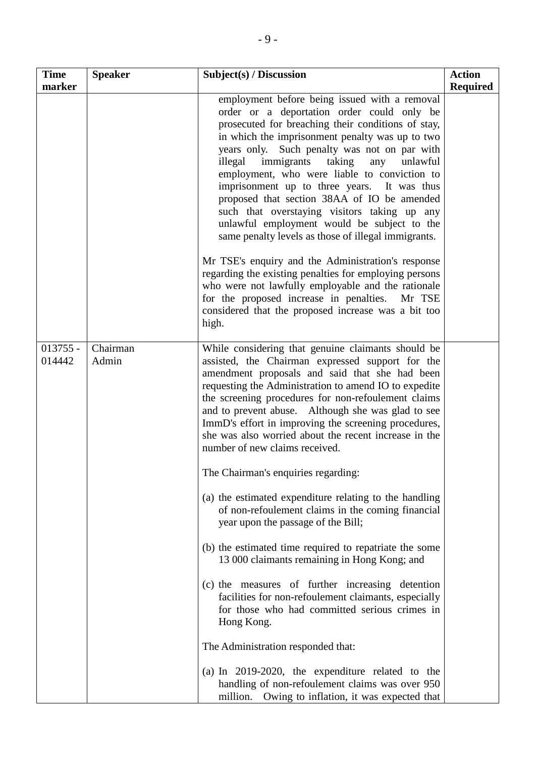| Time marker | Speaker | Subject(s) / Discussion | Action Required |
|---|---|---|---|
| | | employment before being issued with a removal order or a deportation order could only be prosecuted for breaching their conditions of stay, in which the imprisonment penalty was up to two years only. Such penalty was not on par with illegal immigrants taking any unlawful employment, who were liable to conviction to imprisonment up to three years. It was thus proposed that section 38AA of IO be amended such that overstaying visitors taking up any unlawful employment would be subject to the same penalty levels as those of illegal immigrants.<br><br>Mr TSE's enquiry and the Administration's response regarding the existing penalties for employing persons who were not lawfully employable and the rationale for the proposed increase in penalties. Mr TSE considered that the proposed increase was a bit too high. | |
| 013755 - 014442 | Chairman<br>Admin | While considering that genuine claimants should be assisted, the Chairman expressed support for the amendment proposals and said that she had been requesting the Administration to amend IO to expedite the screening procedures for non-refoulement claims and to prevent abuse. Although she was glad to see ImmD's effort in improving the screening procedures, she was also worried about the recent increase in the number of new claims received.<br><br>The Chairman's enquiries regarding:<br><br>(a) the estimated expenditure relating to the handling of non-refoulement claims in the coming financial year upon the passage of the Bill;<br><br>(b) the estimated time required to repatriate the some 13 000 claimants remaining in Hong Kong; and<br><br>(c) the measures of further increasing detention facilities for non-refoulement claimants, especially for those who had committed serious crimes in Hong Kong.<br><br>The Administration responded that:<br><br>(a) In 2019-2020, the expenditure related to the handling of non-refoulement claims was over 950 million. Owing to inflation, it was expected that | |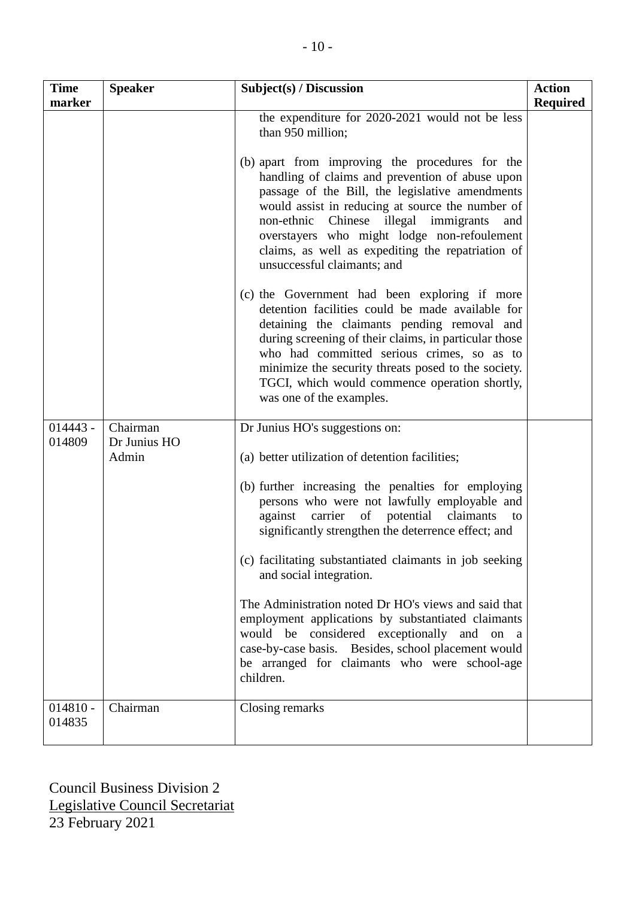| Time marker | Speaker | Subject(s) / Discussion | Action Required |
|---|---|---|---|
| | | the expenditure for 2020-2021 would not be less than 950 million;<br><br>(b) apart from improving the procedures for the handling of claims and prevention of abuse upon passage of the Bill, the legislative amendments would assist in reducing at source the number of non-ethnic Chinese illegal immigrants and overstayers who might lodge non-refoulement claims, as well as expediting the repatriation of unsuccessful claimants; and<br><br>(c) the Government had been exploring if more detention facilities could be made available for detaining the claimants pending removal and during screening of their claims, in particular those who had committed serious crimes, so as to minimize the security threats posed to the society. TGCI, which would commence operation shortly, was one of the examples. | |
| 014443 - 014809 | Chairman<br>Dr Junius HO<br>Admin | Dr Junius HO's suggestions on:<br><br>(a) better utilization of detention facilities;<br><br>(b) further increasing the penalties for employing persons who were not lawfully employable and against carrier of potential claimants to significantly strengthen the deterrence effect; and<br><br>(c) facilitating substantiated claimants in job seeking and social integration.<br><br>The Administration noted Dr HO's views and said that employment applications by substantiated claimants would be considered exceptionally and on a case-by-case basis. Besides, school placement would be arranged for claimants who were school-age children. | |
| 014810 - 014835 | Chairman | Closing remarks | |

Council Business Division 2
Legislative Council Secretariat
23 February 2021